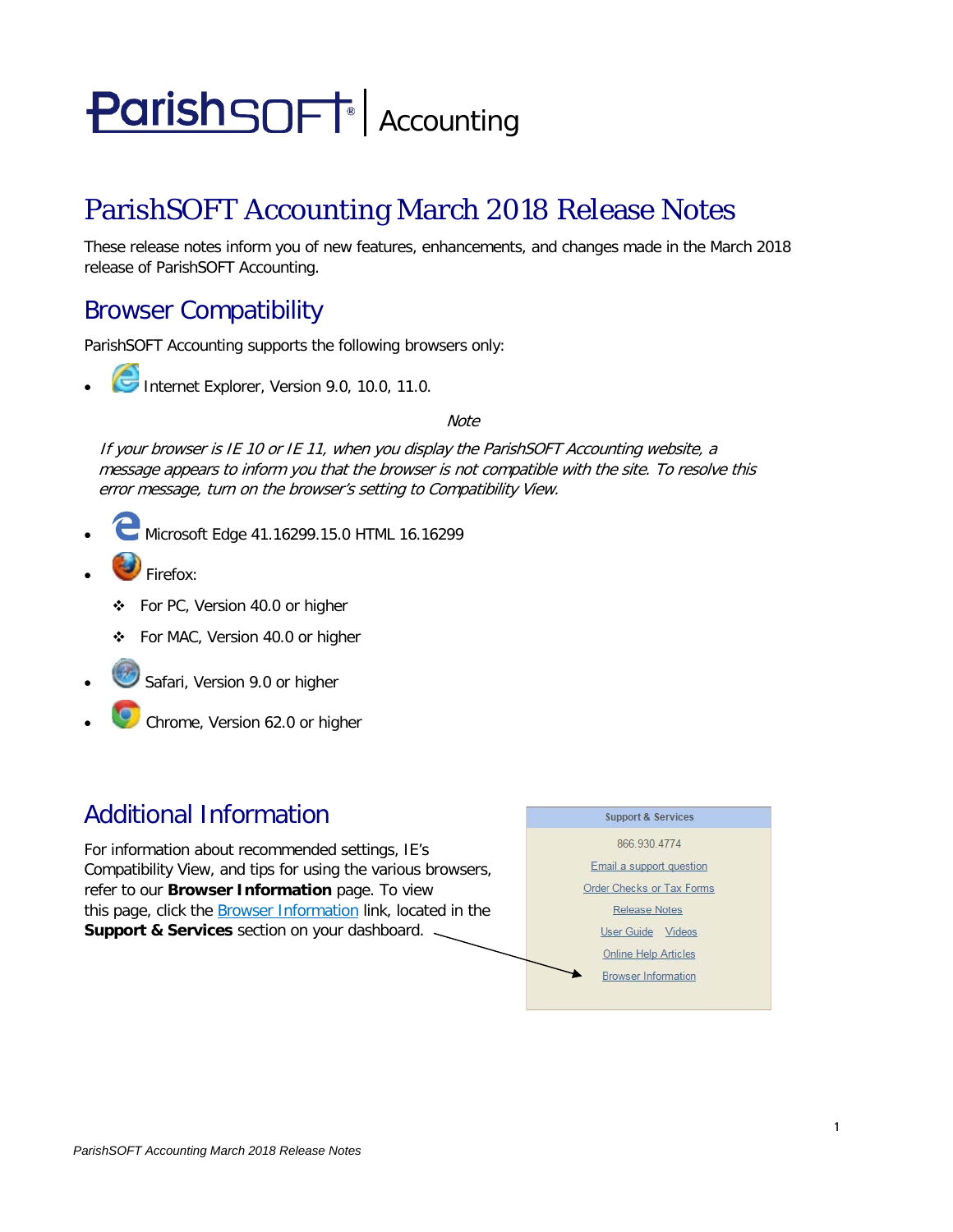# ParishSOFT | Accounting

# ParishSOFT Accounting March 2018 Release Notes

These release notes inform you of new features, enhancements, and changes made in the March 2018 release of ParishSOFT Accounting.

## Browser Compatibility

ParishSOFT Accounting supports the following browsers only:

- Internet Explorer, Version 9.0, 10.0, 11.0.

*Note*

*If your browser is IE 10 or IE 11, when you display the ParishSOFT Accounting website, a message appears to inform you that the browser is not compatible with the site. To resolve this error message, turn on the browser's setting to Compatibility View.*

- Microsoft Edge 41.16299.15.0 HTML 16.16299
- Firefox:
  - For PC, Version 40.0 or higher
  - For MAC, Version 40.0 or higher
- Safari, Version 9.0 or higher
- Chrome, Version 62.0 or higher

## Additional Information

For information about recommended settings, IE's Compatibility View, and tips for using the various browsers, refer to our **Browser Information** page. To view this page, click the Browser Information link, located in the **Support & Services** section on your dashboard.

**Support & Services**

866.930.4774

Email a support question

Order Checks or Tax Forms

Release Notes

User Guide Videos

Online Help Articles

Browser Information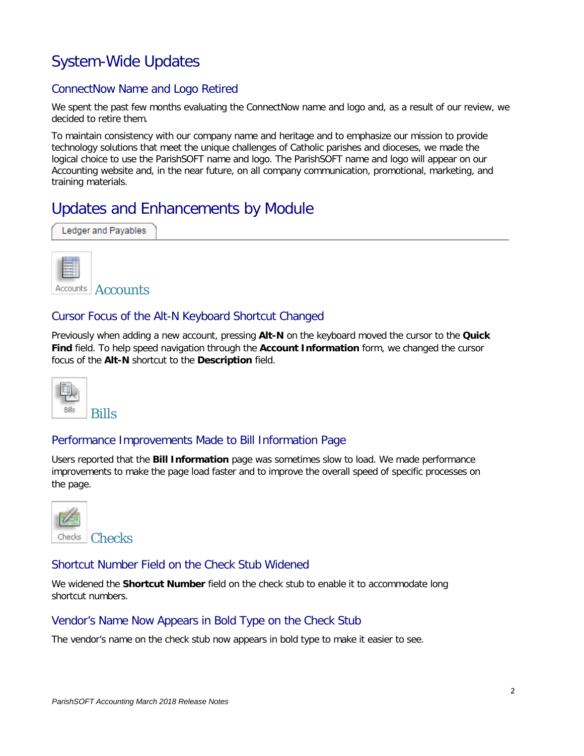# System-Wide Updates

## ConnectNow Name and Logo Retired

We spent the past few months evaluating the ConnectNow name and logo and, as a result of our review, we decided to retire them.

To maintain consistency with our company name and heritage and to emphasize our mission to provide technology solutions that meet the unique challenges of Catholic parishes and dioceses, we made the logical choice to use the ParishSOFT name and logo. The ParishSOFT name and logo will appear on our Accounting website and, in the near future, on all company communication, promotional, marketing, and training materials.

# Updates and Enhancements by Module

Ledger and Payables

### Accounts

## Cursor Focus of the Alt-N Keyboard Shortcut Changed

Previously when adding a new account, pressing **Alt-N** on the keyboard moved the cursor to the **Quick Find** field. To help speed navigation through the **Account Information** form, we changed the cursor focus of the **Alt-N** shortcut to the **Description** field.

### Bills

## Performance Improvements Made to Bill Information Page

Users reported that the **Bill Information** page was sometimes slow to load. We made performance improvements to make the page load faster and to improve the overall speed of specific processes on the page.

### Checks

## Shortcut Number Field on the Check Stub Widened

We widened the **Shortcut Number** field on the check stub to enable it to accommodate long shortcut numbers.

## Vendor's Name Now Appears in Bold Type on the Check Stub

The vendor's name on the check stub now appears in bold type to make it easier to see.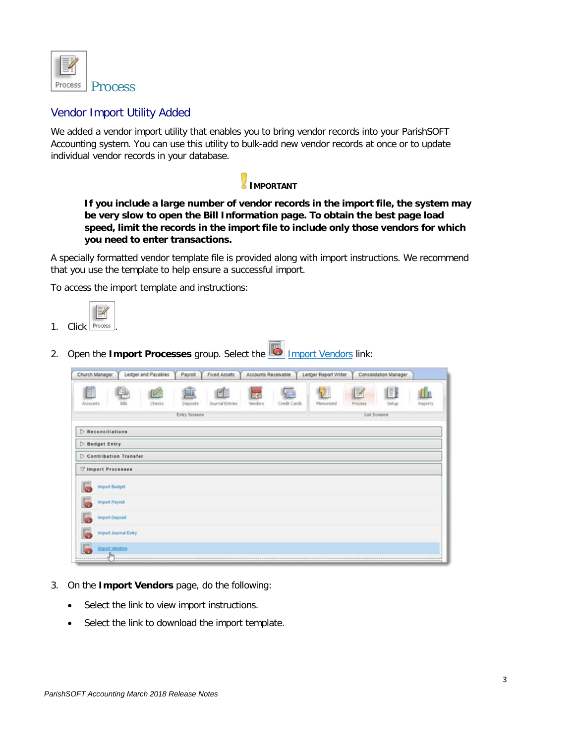# Process

## Vendor Import Utility Added

We added a vendor import utility that enables you to bring vendor records into your ParishSOFT Accounting system. You can use this utility to bulk-add new vendor records at once or to update individual vendor records in your database.

**IMPORTANT**

> **If you include a large number of vendor records in the import file, the system may be very slow to open the Bill Information page. To obtain the best page load speed, limit the records in the import file to include only those vendors for which you need to enter transactions.**

A specially formatted vendor template file is provided along with import instructions. We recommend that you use the template to help ensure a successful import.

To access the import template and instructions:

1. Click Process.
2. Open the **Import Processes** group. Select the Import Vendors link:
3. On the **Import Vendors** page, do the following:
   - Select the link to view import instructions.
   - Select the link to download the import template.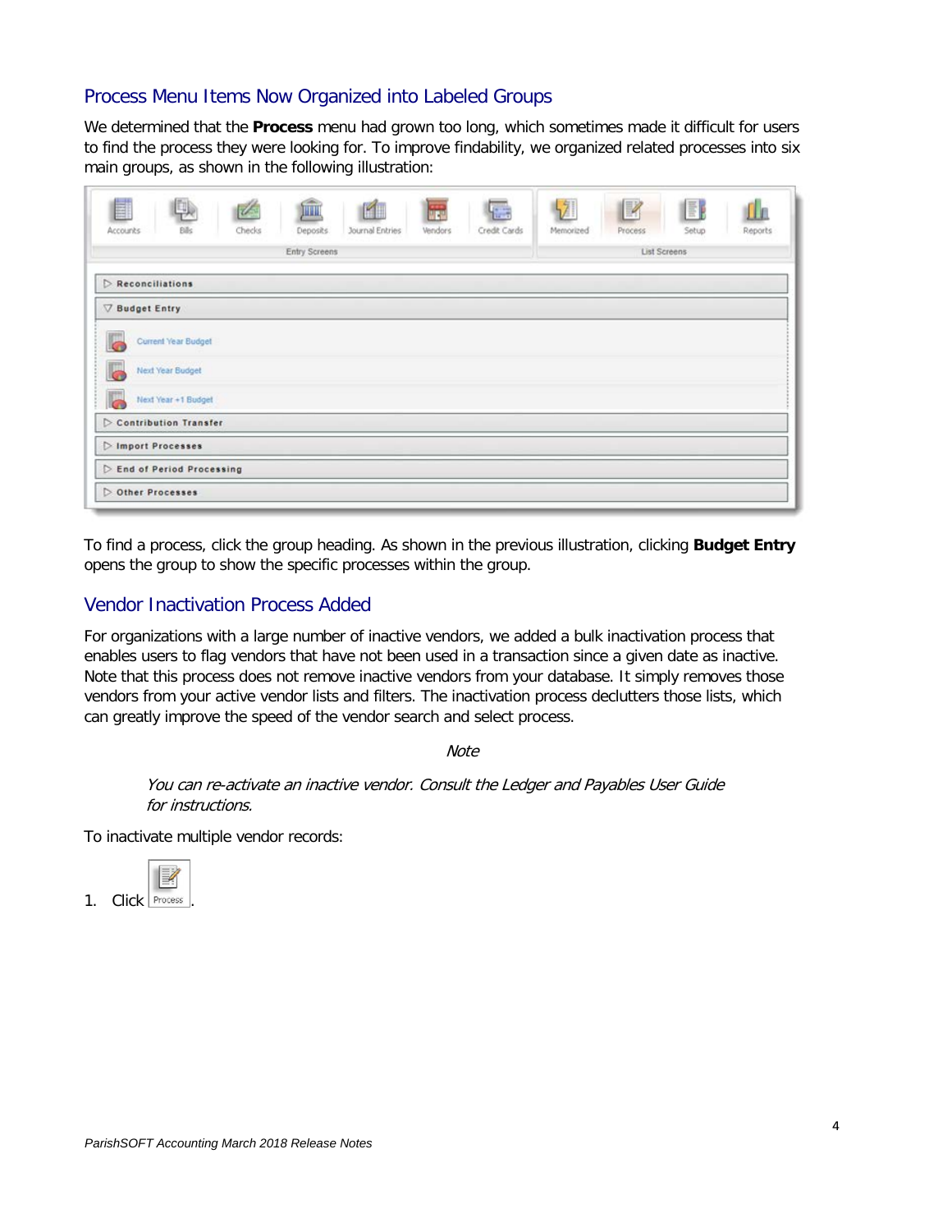## Process Menu Items Now Organized into Labeled Groups

We determined that the **Process** menu had grown too long, which sometimes made it difficult for users to find the process they were looking for. To improve findability, we organized related processes into six main groups, as shown in the following illustration:

To find a process, click the group heading. As shown in the previous illustration, clicking **Budget Entry** opens the group to show the specific processes within the group.

## Vendor Inactivation Process Added

For organizations with a large number of inactive vendors, we added a bulk inactivation process that enables users to flag vendors that have not been used in a transaction since a given date as inactive. Note that this process does not remove inactive vendors from your database. It simply removes those vendors from your active vendor lists and filters. The inactivation process declutters those lists, which can greatly improve the speed of the vendor search and select process.

*Note*

*You can re-activate an inactive vendor. Consult the Ledger and Payables User Guide for instructions.*

To inactivate multiple vendor records:

1. Click Process.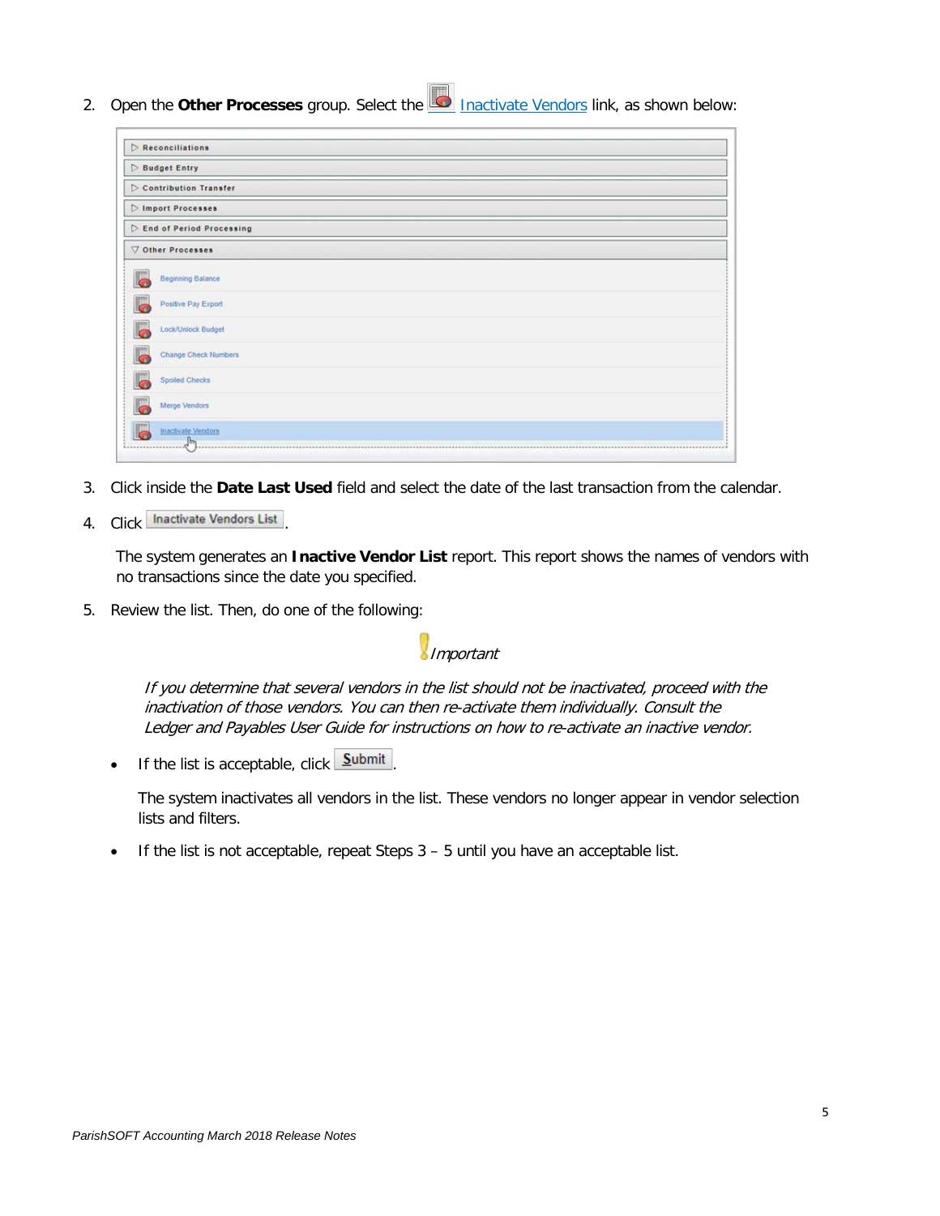2. Open the **Other Processes** group. Select the Inactivate Vendors link, as shown below:

3. Click inside the **Date Last Used** field and select the date of the last transaction from the calendar.

4. Click Inactivate Vendors List.

   The system generates an **Inactive Vendor List** report. This report shows the names of vendors with no transactions since the date you specified.

5. Review the list. Then, do one of the following:

   *Important*

   *If you determine that several vendors in the list should not be inactivated, proceed with the inactivation of those vendors. You can then re-activate them individually. Consult the Ledger and Payables User Guide for instructions on how to re-activate an inactive vendor.*

   - If the list is acceptable, click Submit.

     The system inactivates all vendors in the list. These vendors no longer appear in vendor selection lists and filters.

   - If the list is not acceptable, repeat Steps 3 – 5 until you have an acceptable list.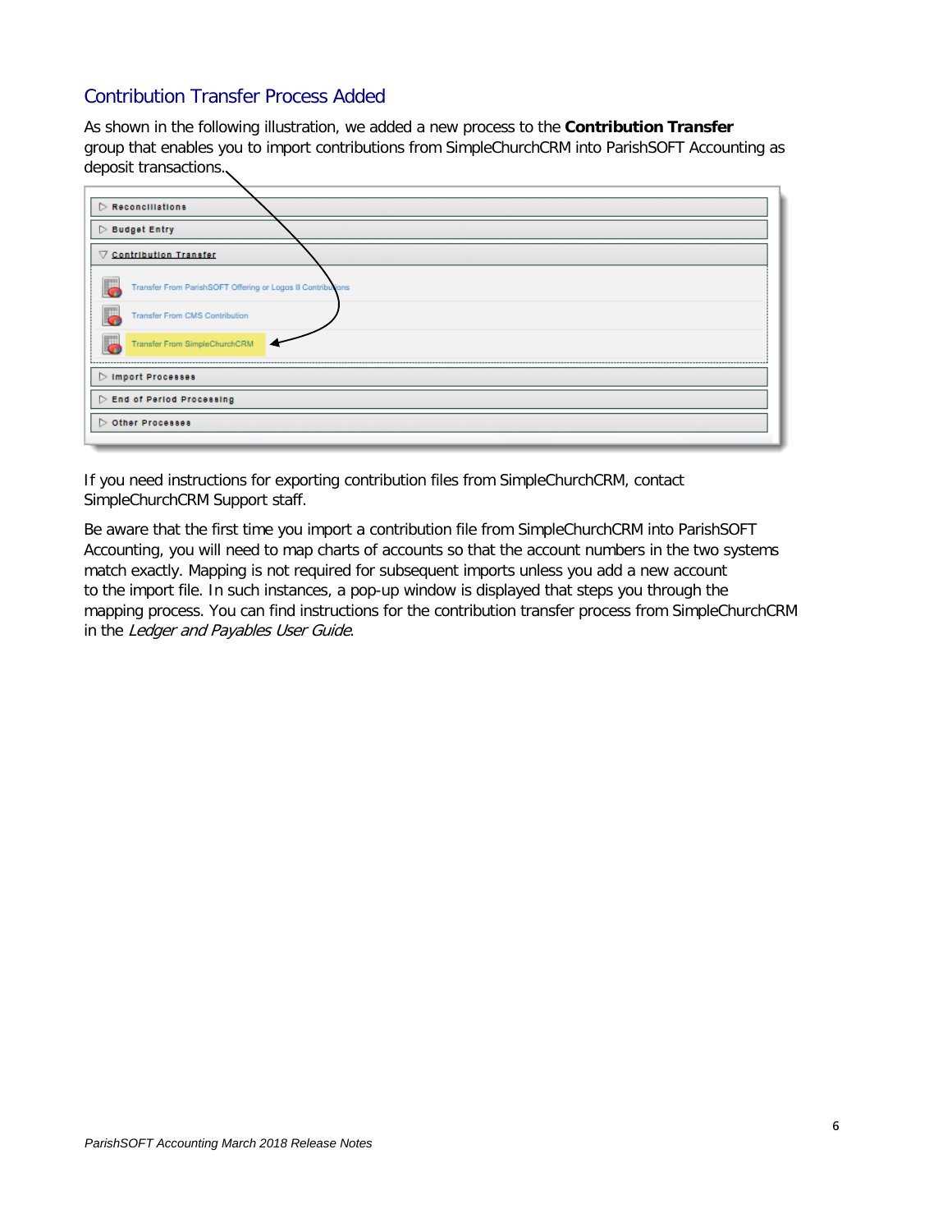## Contribution Transfer Process Added

As shown in the following illustration, we added a new process to the **Contribution Transfer** group that enables you to import contributions from SimpleChurchCRM into ParishSOFT Accounting as deposit transactions.

If you need instructions for exporting contribution files from SimpleChurchCRM, contact SimpleChurchCRM Support staff.

Be aware that the first time you import a contribution file from SimpleChurchCRM into ParishSOFT Accounting, you will need to map charts of accounts so that the account numbers in the two systems match exactly. Mapping is not required for subsequent imports unless you add a new account to the import file. In such instances, a pop-up window is displayed that steps you through the mapping process. You can find instructions for the contribution transfer process from SimpleChurchCRM in the *Ledger and Payables User Guide*.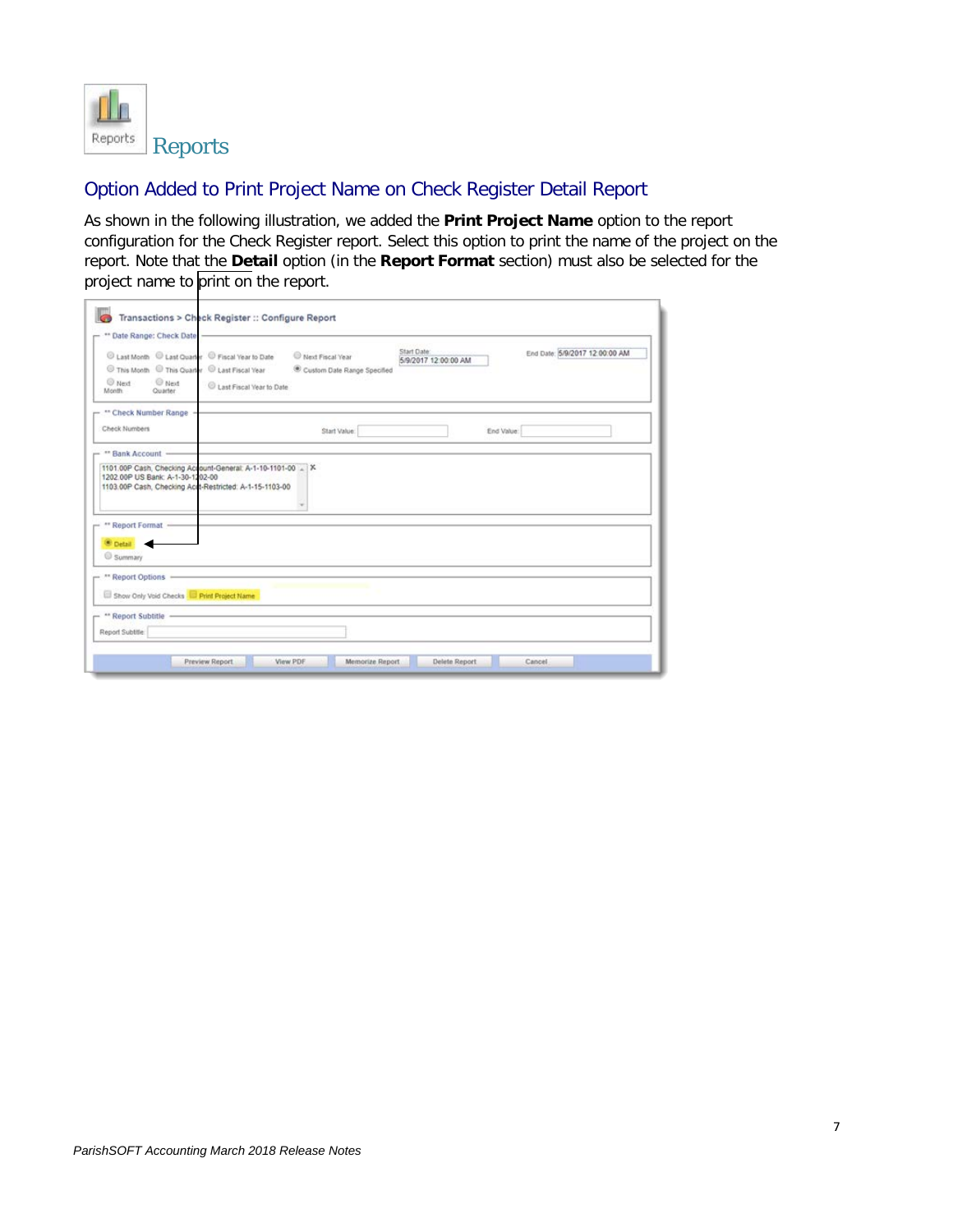# Reports

## Option Added to Print Project Name on Check Register Detail Report

As shown in the following illustration, we added the **Print Project Name** option to the report configuration for the Check Register report. Select this option to print the name of the project on the report. Note that the **Detail** option (in the **Report Format** section) must also be selected for the project name to print on the report.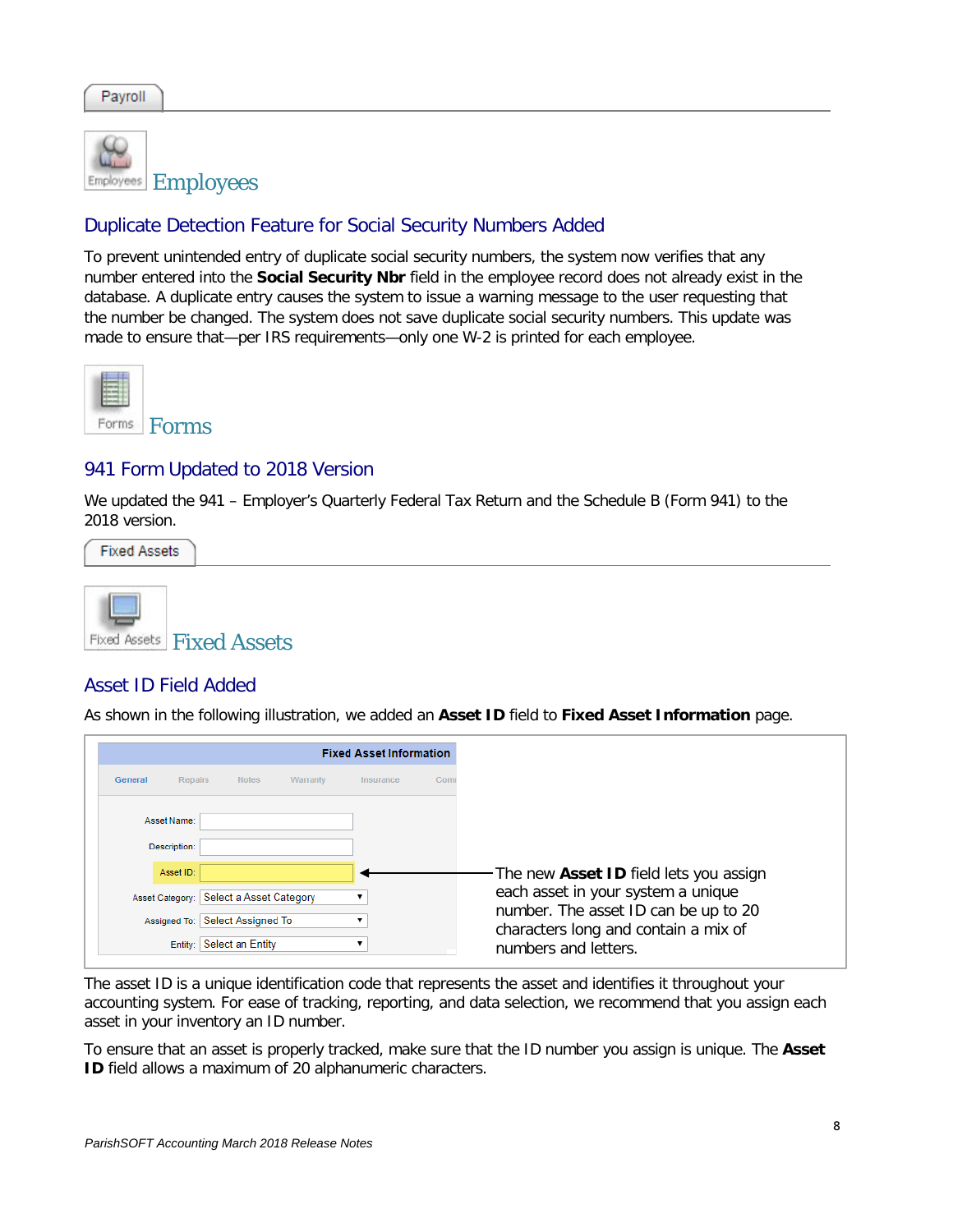Payroll

## Employees

### Duplicate Detection Feature for Social Security Numbers Added

To prevent unintended entry of duplicate social security numbers, the system now verifies that any number entered into the **Social Security Nbr** field in the employee record does not already exist in the database. A duplicate entry causes the system to issue a warning message to the user requesting that the number be changed. The system does not save duplicate social security numbers. This update was made to ensure that—per IRS requirements—only one W-2 is printed for each employee.

## Forms

### 941 Form Updated to 2018 Version

We updated the 941 – Employer's Quarterly Federal Tax Return and the Schedule B (Form 941) to the 2018 version.

Fixed Assets

## Fixed Assets

### Asset ID Field Added

As shown in the following illustration, we added an **Asset ID** field to **Fixed Asset Information** page.

The new **Asset ID** field lets you assign each asset in your system a unique number. The asset ID can be up to 20 characters long and contain a mix of numbers and letters.

The asset ID is a unique identification code that represents the asset and identifies it throughout your accounting system. For ease of tracking, reporting, and data selection, we recommend that you assign each asset in your inventory an ID number.

To ensure that an asset is properly tracked, make sure that the ID number you assign is unique. The **Asset ID** field allows a maximum of 20 alphanumeric characters.

*ParishSOFT Accounting March 2018 Release Notes*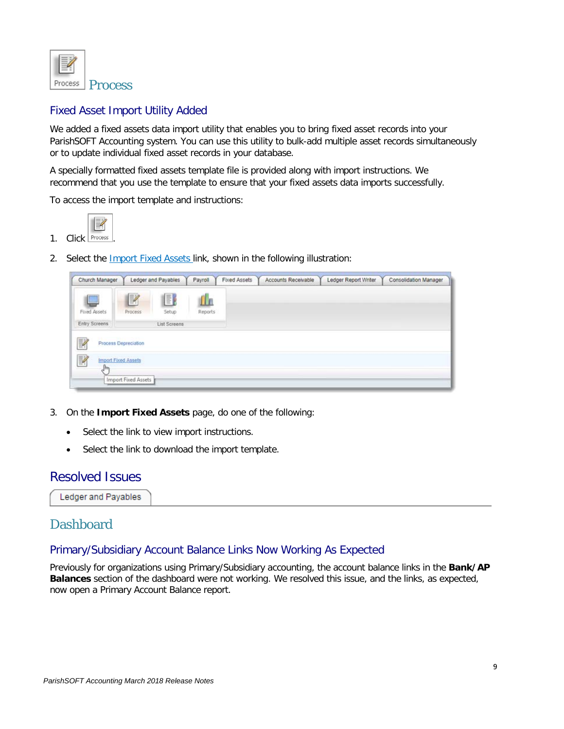# Process

## Fixed Asset Import Utility Added

We added a fixed assets data import utility that enables you to bring fixed asset records into your ParishSOFT Accounting system. You can use this utility to bulk-add multiple asset records simultaneously or to update individual fixed asset records in your database.

A specially formatted fixed assets template file is provided along with import instructions. We recommend that you use the template to ensure that your fixed assets data imports successfully.

To access the import template and instructions:

1. Click Process.
2. Select the Import Fixed Assets link, shown in the following illustration:
3. On the **Import Fixed Assets** page, do one of the following:
   - Select the link to view import instructions.
   - Select the link to download the import template.

# Resolved Issues

Ledger and Payables

# Dashboard

## Primary/Subsidiary Account Balance Links Now Working As Expected

Previously for organizations using Primary/Subsidiary accounting, the account balance links in the **Bank/AP Balances** section of the dashboard were not working. We resolved this issue, and the links, as expected, now open a Primary Account Balance report.